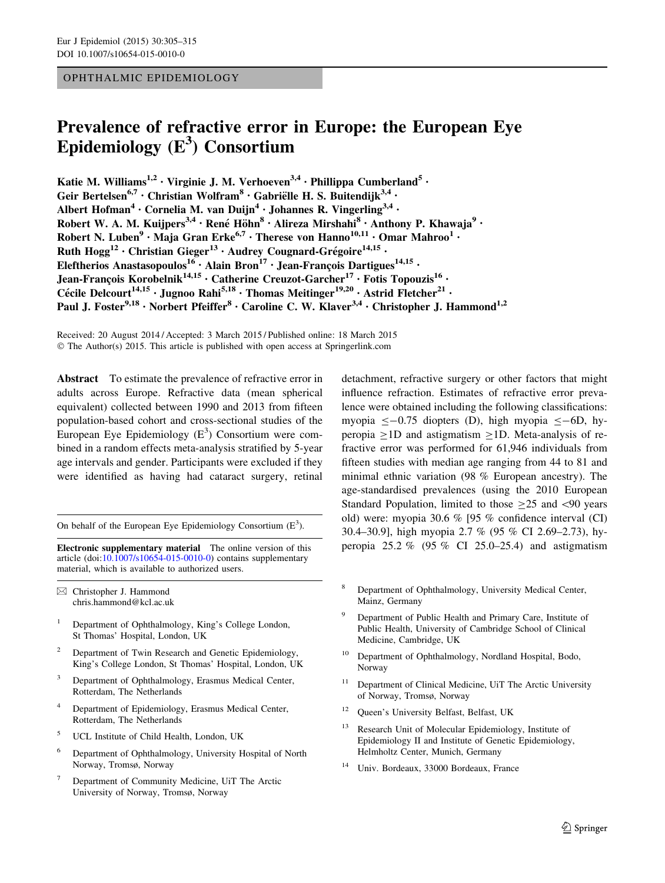OPHTHALMIC EPIDEMIOLOGY

# Prevalence of refractive error in Europe: the European Eye Epidemiology ($E^3$) Consortium

Katie M. Williams[1,2] · Virginie J. M. Verhoeven[3,4] · Phillippa Cumberland[5] · Geir Bertelsen[6,7] · Christian Wolfram[8] · Gabriëlle H. S. Buitendijk[3,4] · Albert Hofman[4] · Cornelia M. van Duijn[4] · Johannes R. Vingerling[3,4] · Robert W. A. M. Kuijpers[3,4] · René Höhn[8] · Alireza Mirshahi[8] · Anthony P. Khawaja[9] · Robert N. Luben[9] · Maja Gran Erke[6,7] · Therese von Hanno[10,11] · Omar Mahroo[1] · Ruth Hogg[12] · Christian Gieger[13] · Audrey Cougnard-Grégoire[14,15] · Eleftherios Anastasopoulos[16] · Alain Bron[17] · Jean-François Dartigues[14,15] · Jean-François Korobelnik[14,15] · Catherine Creuzot-Garcher[17] · Fotis Topouzis[16] · Cécile Delcourt[14,15] · Jugnoo Rahi[5,18] · Thomas Meitinger[19,20] · Astrid Fletcher[21] · Paul J. Foster[9,18] · Norbert Pfeiffer[8] · Caroline C. W. Klaver[3,4] · Christopher J. Hammond[1,2]

Received: 20 August 2014 / Accepted: 3 March 2015 / Published online: 18 March 2015
© The Author(s) 2015. This article is published with open access at Springerlink.com

**Abstract** To estimate the prevalence of refractive error in adults across Europe. Refractive data (mean spherical equivalent) collected between 1990 and 2013 from fifteen population-based cohort and cross-sectional studies of the European Eye Epidemiology ($E^3$) Consortium were combined in a random effects meta-analysis stratified by 5-year age intervals and gender. Participants were excluded if they were identified as having had cataract surgery, retinal detachment, refractive surgery or other factors that might influence refraction. Estimates of refractive error prevalence were obtained including the following classifications: myopia $\leq -0.75$ diopters (D), high myopia $\leq -6$D, hyperopia $\geq 1$D and astigmatism $\geq 1$D. Meta-analysis of refractive error was performed for 61,946 individuals from fifteen studies with median age ranging from 44 to 81 and minimal ethnic variation (98 % European ancestry). The age-standardised prevalences (using the 2010 European Standard Population, limited to those $\geq 25$ and $<90$ years old) were: myopia 30.6 % [95 % confidence interval (CI) 30.4–30.9], high myopia 2.7 % (95 % CI 2.69–2.73), hyperopia 25.2 % (95 % CI 25.0–25.4) and astigmatism

On behalf of the European Eye Epidemiology Consortium ($E^3$).

**Electronic supplementary material** The online version of this article (doi:10.1007/s10654-015-0010-0) contains supplementary material, which is available to authorized users.

✉ Christopher J. Hammond
chris.hammond@kcl.ac.uk

1. Department of Ophthalmology, King's College London, St Thomas' Hospital, London, UK
2. Department of Twin Research and Genetic Epidemiology, King's College London, St Thomas' Hospital, London, UK
3. Department of Ophthalmology, Erasmus Medical Center, Rotterdam, The Netherlands
4. Department of Epidemiology, Erasmus Medical Center, Rotterdam, The Netherlands
5. UCL Institute of Child Health, London, UK
6. Department of Ophthalmology, University Hospital of North Norway, Tromsø, Norway
7. Department of Community Medicine, UiT The Arctic University of Norway, Tromsø, Norway
8. Department of Ophthalmology, University Medical Center, Mainz, Germany
9. Department of Public Health and Primary Care, Institute of Public Health, University of Cambridge School of Clinical Medicine, Cambridge, UK
10. Department of Ophthalmology, Nordland Hospital, Bodo, Norway
11. Department of Clinical Medicine, UiT The Arctic University of Norway, Tromsø, Norway
12. Queen's University Belfast, Belfast, UK
13. Research Unit of Molecular Epidemiology, Institute of Epidemiology II and Institute of Genetic Epidemiology, Helmholtz Center, Munich, Germany
14. Univ. Bordeaux, 33000 Bordeaux, France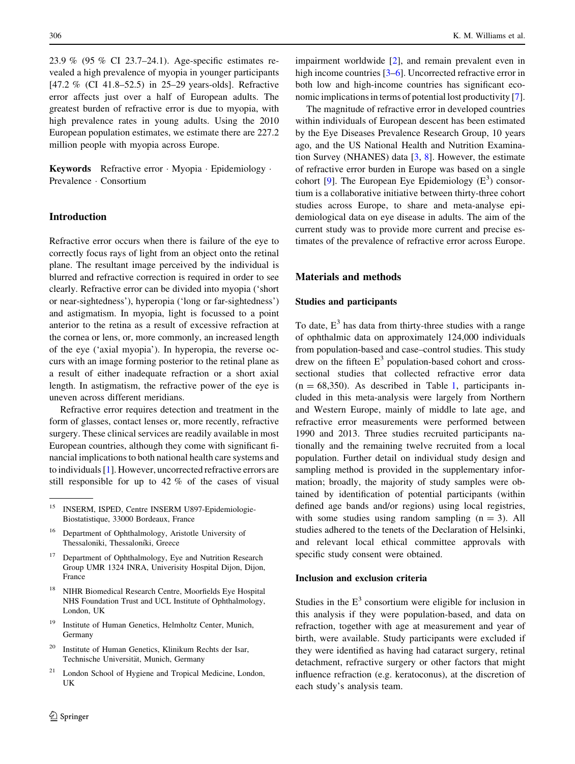23.9 % (95 % CI 23.7–24.1). Age-specific estimates revealed a high prevalence of myopia in younger participants [47.2 % (CI 41.8–52.5) in 25–29 years-olds]. Refractive error affects just over a half of European adults. The greatest burden of refractive error is due to myopia, with high prevalence rates in young adults. Using the 2010 European population estimates, we estimate there are 227.2 million people with myopia across Europe.

**Keywords** Refractive error · Myopia · Epidemiology · Prevalence · Consortium

## Introduction

Refractive error occurs when there is failure of the eye to correctly focus rays of light from an object onto the retinal plane. The resultant image perceived by the individual is blurred and refractive correction is required in order to see clearly. Refractive error can be divided into myopia ('short or near-sightedness'), hyperopia ('long or far-sightedness') and astigmatism. In myopia, light is focussed to a point anterior to the retina as a result of excessive refraction at the cornea or lens, or, more commonly, an increased length of the eye ('axial myopia'). In hyperopia, the reverse occurs with an image forming posterior to the retinal plane as a result of either inadequate refraction or a short axial length. In astigmatism, the refractive power of the eye is uneven across different meridians.

Refractive error requires detection and treatment in the form of glasses, contact lenses or, more recently, refractive surgery. These clinical services are readily available in most European countries, although they come with significant financial implications to both national health care systems and to individuals [1]. However, uncorrected refractive errors are still responsible for up to 42 % of the cases of visual impairment worldwide [2], and remain prevalent even in high income countries [3–6]. Uncorrected refractive error in both low and high-income countries has significant economic implications in terms of potential lost productivity [7].

The magnitude of refractive error in developed countries within individuals of European descent has been estimated by the Eye Diseases Prevalence Research Group, 10 years ago, and the US National Health and Nutrition Examination Survey (NHANES) data [3, 8]. However, the estimate of refractive error burden in Europe was based on a single cohort [9]. The European Eye Epidemiology ($E^3$) consortium is a collaborative initiative between thirty-three cohort studies across Europe, to share and meta-analyse epidemiological data on eye disease in adults. The aim of the current study was to provide more current and precise estimates of the prevalence of refractive error across Europe.

## Materials and methods

### Studies and participants

To date, $E^3$ has data from thirty-three studies with a range of ophthalmic data on approximately 124,000 individuals from population-based and case–control studies. This study drew on the fifteen $E^3$ population-based cohort and cross-sectional studies that collected refractive error data ($n = 68,350$). As described in Table 1, participants included in this meta-analysis were largely from Northern and Western Europe, mainly of middle to late age, and refractive error measurements were performed between 1990 and 2013. Three studies recruited participants nationally and the remaining twelve recruited from a local population. Further detail on individual study design and sampling method is provided in the supplementary information; broadly, the majority of study samples were obtained by identification of potential participants (within defined age bands and/or regions) using local registries, with some studies using random sampling ($n = 3$). All studies adhered to the tenets of the Declaration of Helsinki, and relevant local ethical committee approvals with specific study consent were obtained.

### Inclusion and exclusion criteria

Studies in the $E^3$ consortium were eligible for inclusion in this analysis if they were population-based, and data on refraction, together with age at measurement and year of birth, were available. Study participants were excluded if they were identified as having had cataract surgery, retinal detachment, refractive surgery or other factors that might influence refraction (e.g. keratoconus), at the discretion of each study's analysis team.

---

[15] INSERM, ISPED, Centre INSERM U897-Epidemiologie-Biostatistique, 33000 Bordeaux, France

[16] Department of Ophthalmology, Aristotle University of Thessaloniki, Thessaloníki, Greece

[17] Department of Ophthalmology, Eye and Nutrition Research Group UMR 1324 INRA, Univerisity Hospital Dijon, Dijon, France

[18] NIHR Biomedical Research Centre, Moorfields Eye Hospital NHS Foundation Trust and UCL Institute of Ophthalmology, London, UK

[19] Institute of Human Genetics, Helmholtz Center, Munich, Germany

[20] Institute of Human Genetics, Klinikum Rechts der Isar, Technische Universität, Munich, Germany

[21] London School of Hygiene and Tropical Medicine, London, UK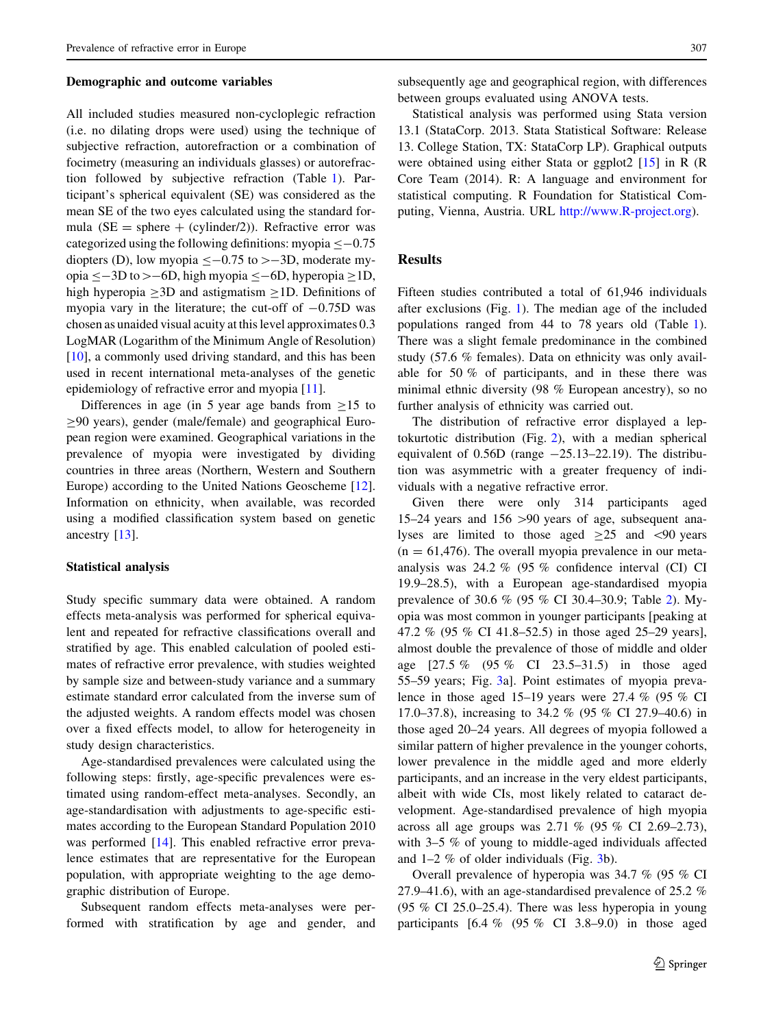### Demographic and outcome variables

All included studies measured non-cycloplegic refraction (i.e. no dilating drops were used) using the technique of subjective refraction, autorefraction or a combination of focimetry (measuring an individuals glasses) or autorefraction followed by subjective refraction (Table 1). Participant's spherical equivalent (SE) was considered as the mean SE of the two eyes calculated using the standard formula (SE = sphere + (cylinder/2)). Refractive error was categorized using the following definitions: myopia ≤−0.75 diopters (D), low myopia ≤−0.75 to >−3D, moderate myopia ≤−3D to >−6D, high myopia ≤−6D, hyperopia ≥1D, high hyperopia ≥3D and astigmatism ≥1D. Definitions of myopia vary in the literature; the cut-off of −0.75D was chosen as unaided visual acuity at this level approximates 0.3 LogMAR (Logarithm of the Minimum Angle of Resolution) [10], a commonly used driving standard, and this has been used in recent international meta-analyses of the genetic epidemiology of refractive error and myopia [11].

Differences in age (in 5 year age bands from ≥15 to ≥90 years), gender (male/female) and geographical European region were examined. Geographical variations in the prevalence of myopia were investigated by dividing countries in three areas (Northern, Western and Southern Europe) according to the United Nations Geoscheme [12]. Information on ethnicity, when available, was recorded using a modified classification system based on genetic ancestry [13].

### Statistical analysis

Study specific summary data were obtained. A random effects meta-analysis was performed for spherical equivalent and repeated for refractive classifications overall and stratified by age. This enabled calculation of pooled estimates of refractive error prevalence, with studies weighted by sample size and between-study variance and a summary estimate standard error calculated from the inverse sum of the adjusted weights. A random effects model was chosen over a fixed effects model, to allow for heterogeneity in study design characteristics.

Age-standardised prevalences were calculated using the following steps: firstly, age-specific prevalences were estimated using random-effect meta-analyses. Secondly, an age-standardisation with adjustments to age-specific estimates according to the European Standard Population 2010 was performed [14]. This enabled refractive error prevalence estimates that are representative for the European population, with appropriate weighting to the age demographic distribution of Europe.

Subsequent random effects meta-analyses were performed with stratification by age and gender, and subsequently age and geographical region, with differences between groups evaluated using ANOVA tests.

Statistical analysis was performed using Stata version 13.1 (StataCorp. 2013. Stata Statistical Software: Release 13. College Station, TX: StataCorp LP). Graphical outputs were obtained using either Stata or ggplot2 [15] in R (R Core Team (2014). R: A language and environment for statistical computing. R Foundation for Statistical Computing, Vienna, Austria. URL http://www.R-project.org).

## Results

Fifteen studies contributed a total of 61,946 individuals after exclusions (Fig. 1). The median age of the included populations ranged from 44 to 78 years old (Table 1). There was a slight female predominance in the combined study (57.6 % females). Data on ethnicity was only available for 50 % of participants, and in these there was minimal ethnic diversity (98 % European ancestry), so no further analysis of ethnicity was carried out.

The distribution of refractive error displayed a leptokurtotic distribution (Fig. 2), with a median spherical equivalent of 0.56D (range −25.13–22.19). The distribution was asymmetric with a greater frequency of individuals with a negative refractive error.

Given there were only 314 participants aged 15–24 years and 156 >90 years of age, subsequent analyses are limited to those aged ≥25 and <90 years (n = 61,476). The overall myopia prevalence in our meta-analysis was 24.2 % (95 % confidence interval (CI) CI 19.9–28.5), with a European age-standardised myopia prevalence of 30.6 % (95 % CI 30.4–30.9; Table 2). Myopia was most common in younger participants [peaking at 47.2 % (95 % CI 41.8–52.5) in those aged 25–29 years], almost double the prevalence of those of middle and older age [27.5 % (95 % CI 23.5–31.5) in those aged 55–59 years; Fig. 3a]. Point estimates of myopia prevalence in those aged 15–19 years were 27.4 % (95 % CI 17.0–37.8), increasing to 34.2 % (95 % CI 27.9–40.6) in those aged 20–24 years. All degrees of myopia followed a similar pattern of higher prevalence in the younger cohorts, lower prevalence in the middle aged and more elderly participants, and an increase in the very eldest participants, albeit with wide CIs, most likely related to cataract development. Age-standardised prevalence of high myopia across all age groups was 2.71 % (95 % CI 2.69–2.73), with 3–5 % of young to middle-aged individuals affected and 1–2 % of older individuals (Fig. 3b).

Overall prevalence of hyperopia was 34.7 % (95 % CI 27.9–41.6), with an age-standardised prevalence of 25.2 % (95 % CI 25.0–25.4). There was less hyperopia in young participants [6.4 % (95 % CI 3.8–9.0) in those aged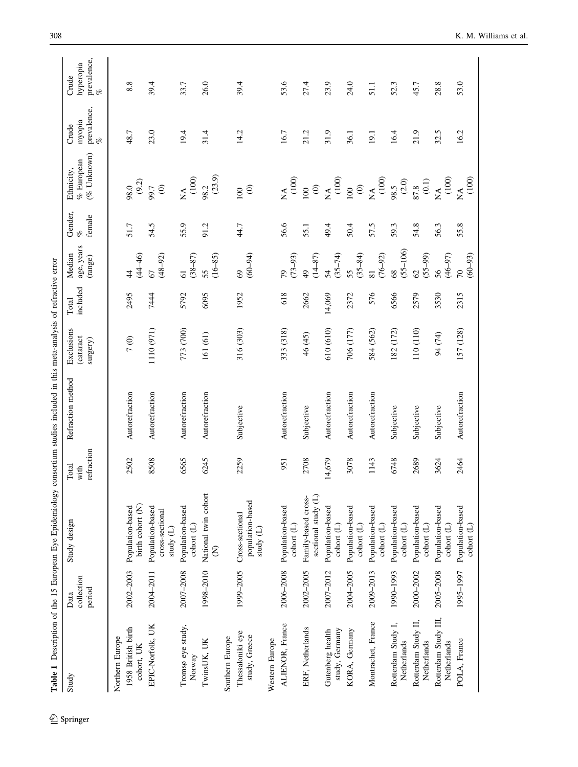**Table 1** Description of the 15 European Eye Epidemiology consortium studies included in this meta-analysis of refractive error

| Study | Data collection period | Study design | Total with refraction | Refraction method | Exclusions (cataract surgery) | Total included | Median age, years (range) | Gender, % female | Ethnicity, % European (% Unknown) | Crude myopia prevalence, % | Crude hyperopia prevalence, % |
|---|---|---|---|---|---|---|---|---|---|---|---|
| Northern Europe | | | | | | | | | | | |
| 1958 British birth cohort, UK | 2002–2003 | Population-based birth cohort (N) | 2502 | Autorefraction | 7 (0) | 2495 | 44 (44–46) | 51.7 | 98.0 (9.2) | 48.7 | 8.8 |
| EPIC-Norfolk, UK | 2004–2011 | Population-based cross-sectional study (L) | 8508 | Autorefraction | 1110 (971) | 7444 | 67 (48–92) | 54.5 | 99.7 (0) | 23.0 | 39.4 |
| Tromsø eye study, Norway | 2007–2008 | Population-based cohort (L) | 6565 | Autorefraction | 773 (700) | 5792 | 61 (38–87) | 55.9 | NA (100) | 19.4 | 33.7 |
| TwinsUK, UK | 1998–2010 | National twin cohort (N) | 6245 | Autorefraction | 161 (61) | 6095 | 55 (16–85) | 91.2 | 98.2 (23.9) | 31.4 | 26.0 |
| Southern Europe | | | | | | | | | | | |
| Thessaloniki eye study, Greece | 1999–2005 | Cross-sectional population-based study (L) | 2259 | Subjective | 316 (303) | 1952 | 69 (60–94) | 44.7 | 100 (0) | 14.2 | 39.4 |
| Western Europe | | | | | | | | | | | |
| ALIENOR, France | 2006–2008 | Population-based cohort (L) | 951 | Autorefraction | 333 (318) | 618 | 79 (73–93) | 56.6 | NA (100) | 16.7 | 53.6 |
| ERF, Netherlands | 2002–2005 | Family-based cross-sectional study (L) | 2708 | Subjective | 46 (45) | 2662 | 49 (14–87) | 55.1 | 100 (0) | 21.2 | 27.4 |
| Gutenberg health study, Germany | 2007–2012 | Population-based cohort (L) | 14,679 | Autorefraction | 610 (610) | 14,069 | 54 (35–74) | 49.4 | NA (100) | 31.9 | 23.9 |
| KORA, Germany | 2004–2005 | Population-based cohort (L) | 3078 | Autorefraction | 706 (177) | 2372 | 55 (35–84) | 50.4 | 100 (0) | 36.1 | 24.0 |
| Montrachet, France | 2009–2013 | Population-based cohort (L) | 1143 | Autorefraction | 584 (562) | 576 | 81 (76–92) | 57.5 | NA (100) | 19.1 | 51.1 |
| Rotterdam Study I, Netherlands | 1990–1993 | Population-based cohort (L) | 6748 | Subjective | 182 (172) | 6566 | 68 (55–106) | 59.3 | 98.5 (2.0) | 16.4 | 52.3 |
| Rotterdam Study II, Netherlands | 2000–2002 | Population-based cohort (L) | 2689 | Subjective | 110 (110) | 2579 | 62 (55–99) | 54.8 | 87.8 (0.1) | 21.9 | 45.7 |
| Rotterdam Study III, Netherlands | 2005–2008 | Population-based cohort (L) | 3624 | Subjective | 94 (74) | 3530 | 56 (46–97) | 56.3 | NA (100) | 32.5 | 28.8 |
| POLA, France | 1995–1997 | Population-based cohort (L) | 2464 | Autorefraction | 157 (128) | 2315 | 70 (60–93) | 55.8 | NA (100) | 16.2 | 53.0 |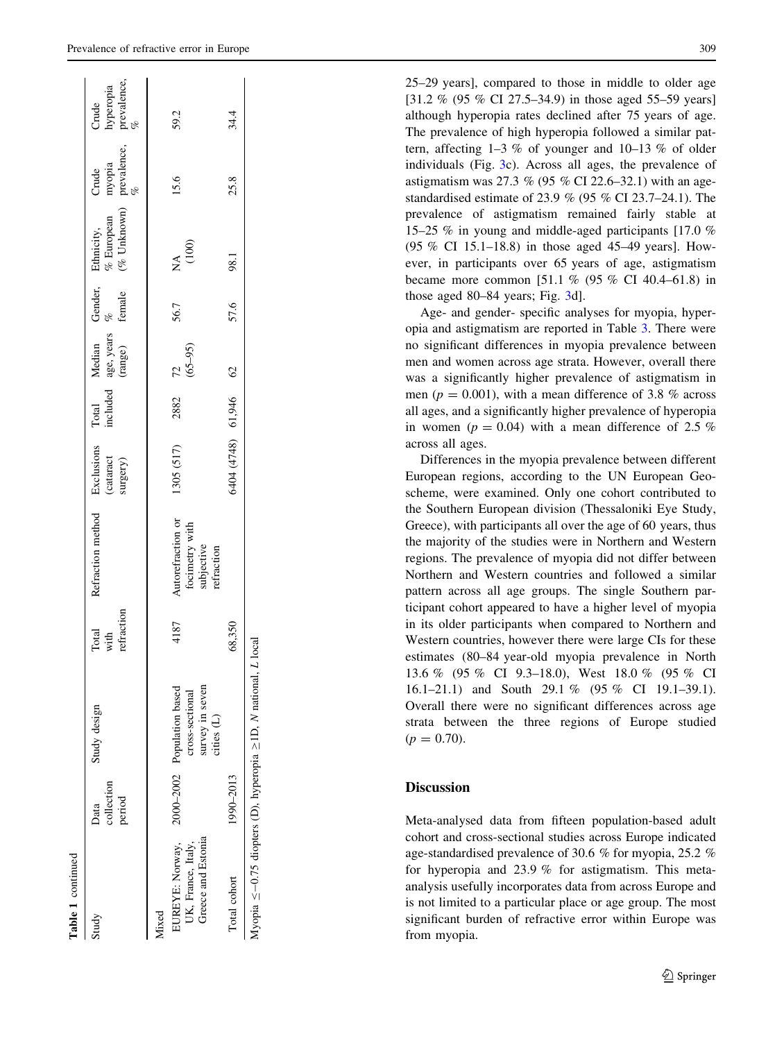**Table 1** continued

| Study | Data collection period | Study design | Total with refraction | Refraction method | Exclusions (cataract surgery) | Total included | Median age, years (range) | Gender, % female | Ethnicity, % European (% Unknown) | Crude myopia prevalence, % | Crude hyperopia prevalence, % |
|---|---|---|---|---|---|---|---|---|---|---|---|
| Mixed | | | | | | | | | | | |
| EUREYE: Norway, UK, France, Italy, Greece and Estonia | 2000–2002 | Population based cross-sectional survey in seven cities (L) | 4187 | Autorefraction or focimetry with subjective refraction | 1305 (517) | 2882 | 72 (65–95) | 56.7 | NA (100) | 15.6 | 59.2 |
| Total cohort | 1990–2013 | | 68,350 | | 6404 (4748) | 61,946 | 62 | 57.6 | 98.1 | 25.8 | 34.4 |

Myopia ≤−0.75 diopters (D), hyperopia ≥1D. *N* national, *L* local

25–29 years], compared to those in middle to older age [31.2 % (95 % CI 27.5–34.9) in those aged 55–59 years] although hyperopia rates declined after 75 years of age. The prevalence of high hyperopia followed a similar pattern, affecting 1–3 % of younger and 10–13 % of older individuals (Fig. 3c). Across all ages, the prevalence of astigmatism was 27.3 % (95 % CI 22.6–32.1) with an age-standardised estimate of 23.9 % (95 % CI 23.7–24.1). The prevalence of astigmatism remained fairly stable at 15–25 % in young and middle-aged participants [17.0 % (95 % CI 15.1–18.8) in those aged 45–49 years]. However, in participants over 65 years of age, astigmatism became more common [51.1 % (95 % CI 40.4–61.8) in those aged 80–84 years; Fig. 3d].

Age- and gender- specific analyses for myopia, hyperopia and astigmatism are reported in Table 3. There were no significant differences in myopia prevalence between men and women across age strata. However, overall there was a significantly higher prevalence of astigmatism in men ($p = 0.001$), with a mean difference of 3.8 % across all ages, and a significantly higher prevalence of hyperopia in women ($p = 0.04$) with a mean difference of 2.5 % across all ages.

Differences in the myopia prevalence between different European regions, according to the UN European Geoscheme, were examined. Only one cohort contributed to the Southern European division (Thessaloniki Eye Study, Greece), with participants all over the age of 60 years, thus the majority of the studies were in Northern and Western regions. The prevalence of myopia did not differ between Northern and Western countries and followed a similar pattern across all age groups. The single Southern participant cohort appeared to have a higher level of myopia in its older participants when compared to Northern and Western countries, however there were large CIs for these estimates (80–84 year-old myopia prevalence in North 13.6 % (95 % CI 9.3–18.0), West 18.0 % (95 % CI 16.1–21.1) and South 29.1 % (95 % CI 19.1–39.1). Overall there were no significant differences across age strata between the three regions of Europe studied ($p = 0.70$).

## Discussion

Meta-analysed data from fifteen population-based adult cohort and cross-sectional studies across Europe indicated age-standardised prevalence of 30.6 % for myopia, 25.2 % for hyperopia and 23.9 % for astigmatism. This meta-analysis usefully incorporates data from across Europe and is not limited to a particular place or age group. The most significant burden of refractive error within Europe was from myopia.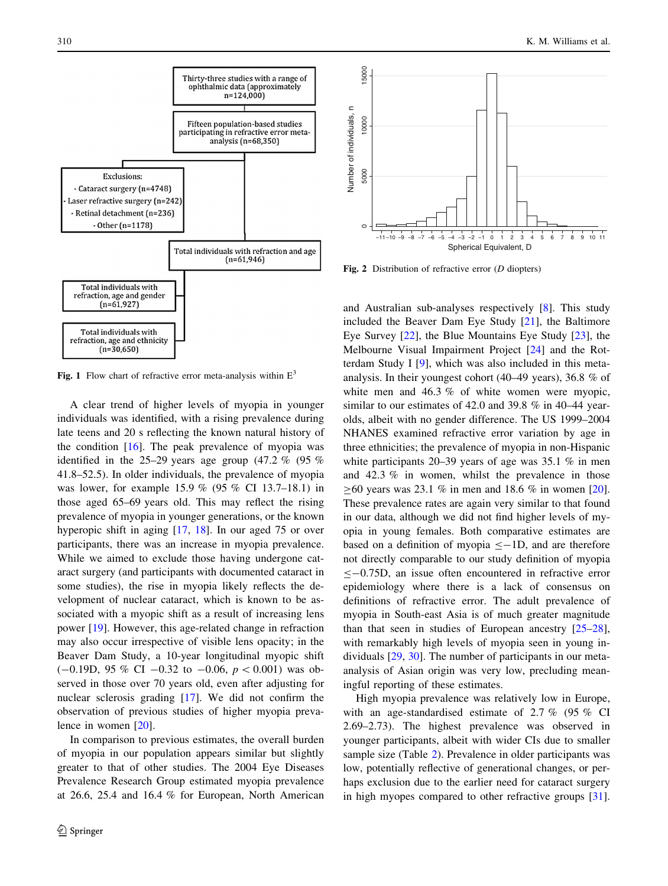Thirty-three studies with a range of ophthalmic data (approximately n=124,000)

Fifteen population-based studies participating in refractive error meta-analysis (n=68,350)

Exclusions:
- Cataract surgery (n=4748)
- Laser refractive surgery (n=242)
- Retinal detachment (n=236)
- Other (n=1178)

Total individuals with refraction and age (n=61,946)

Total individuals with refraction, age and gender (n=61,927)

Total individuals with refraction, age and ethnicity (n=30,650)

**Fig. 1** Flow chart of refractive error meta-analysis within $E^3$

**Fig. 2** Distribution of refractive error (*D* diopters)

A clear trend of higher levels of myopia in younger individuals was identified, with a rising prevalence during late teens and 20 s reflecting the known natural history of the condition [16]. The peak prevalence of myopia was identified in the 25–29 years age group (47.2 % (95 % 41.8–52.5). In older individuals, the prevalence of myopia was lower, for example 15.9 % (95 % CI 13.7–18.1) in those aged 65–69 years old. This may reflect the rising prevalence of myopia in younger generations, or the known hyperopic shift in aging [17, 18]. In our aged 75 or over participants, there was an increase in myopia prevalence. While we aimed to exclude those having undergone cataract surgery (and participants with documented cataract in some studies), the rise in myopia likely reflects the development of nuclear cataract, which is known to be associated with a myopic shift as a result of increasing lens power [19]. However, this age-related change in refraction may also occur irrespective of visible lens opacity; in the Beaver Dam Study, a 10-year longitudinal myopic shift (−0.19D, 95 % CI −0.32 to −0.06, $p < 0.001$) was observed in those over 70 years old, even after adjusting for nuclear sclerosis grading [17]. We did not confirm the observation of previous studies of higher myopia prevalence in women [20].

In comparison to previous estimates, the overall burden of myopia in our population appears similar but slightly greater to that of other studies. The 2004 Eye Diseases Prevalence Research Group estimated myopia prevalence at 26.6, 25.4 and 16.4 % for European, North American and Australian sub-analyses respectively [8]. This study included the Beaver Dam Eye Study [21], the Baltimore Eye Survey [22], the Blue Mountains Eye Study [23], the Melbourne Visual Impairment Project [24] and the Rotterdam Study I [9], which was also included in this meta-analysis. In their youngest cohort (40–49 years), 36.8 % of white men and 46.3 % of white women were myopic, similar to our estimates of 42.0 and 39.8 % in 40–44 year-olds, albeit with no gender difference. The US 1999–2004 NHANES examined refractive error variation by age in three ethnicities; the prevalence of myopia in non-Hispanic white participants 20–39 years of age was 35.1 % in men and 42.3 % in women, whilst the prevalence in those ≥60 years was 23.1 % in men and 18.6 % in women [20]. These prevalence rates are again very similar to that found in our data, although we did not find higher levels of myopia in young females. Both comparative estimates are based on a definition of myopia ≤−1D, and are therefore not directly comparable to our study definition of myopia ≤−0.75D, an issue often encountered in refractive error epidemiology where there is a lack of consensus on definitions of refractive error. The adult prevalence of myopia in South-east Asia is of much greater magnitude than that seen in studies of European ancestry [25–28], with remarkably high levels of myopia seen in young individuals [29, 30]. The number of participants in our meta-analysis of Asian origin was very low, precluding meaningful reporting of these estimates.

High myopia prevalence was relatively low in Europe, with an age-standardised estimate of 2.7 % (95 % CI 2.69–2.73). The highest prevalence was observed in younger participants, albeit with wider CIs due to smaller sample size (Table 2). Prevalence in older participants was low, potentially reflective of generational changes, or perhaps exclusion due to the earlier need for cataract surgery in high myopes compared to other refractive groups [31].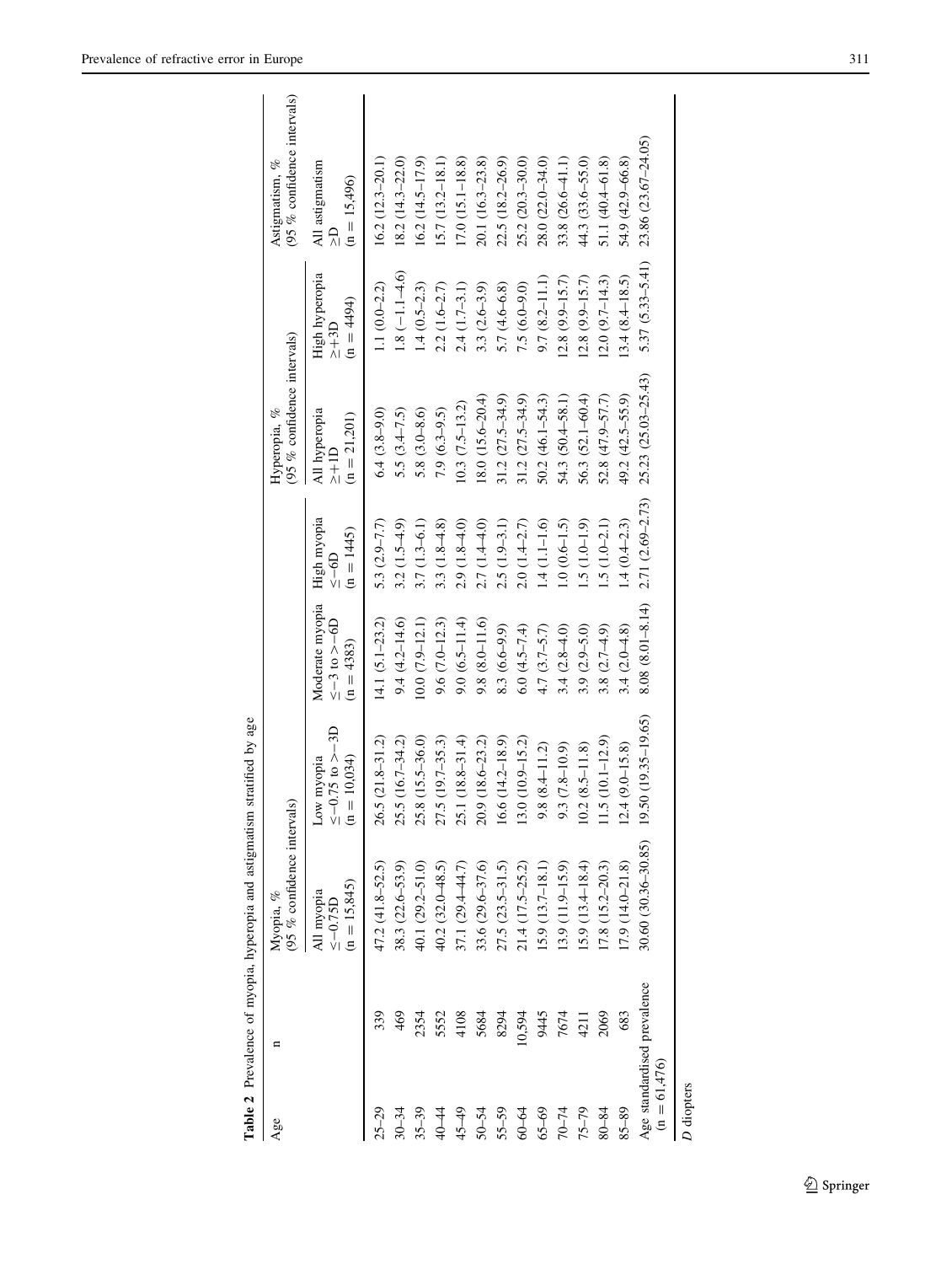**Table 2** Prevalence of myopia, hyperopia and astigmatism stratified by age

| Age | n | Myopia, % (95 % confidence intervals) | | | | Hyperopia, % (95 % confidence intervals) | | Astigmatism, % (95 % confidence intervals) |
|---|---|---|---|---|---|---|---|---|
| | | All myopia ≤−0.75D (n = 15,845) | Low myopia ≤−0.75 to >−3D (n = 10,034) | Moderate myopia ≤−3 to >−6D (n = 4383) | High myopia ≤−6D (n = 1445) | All hyperopia ≥+1D (n = 21,201) | High hyperopia ≥+3D (n = 4494) | All astigmatism ≥D (n = 15,496) |
| 25–29 | 339 | 47.2 (41.8–52.5) | 26.5 (21.8–31.2) | 14.1 (5.1–23.2) | 5.3 (2.9–7.7) | 6.4 (3.8–9.0) | 1.1 (0.0–2.2) | 16.2 (12.3–20.1) |
| 30–34 | 469 | 38.3 (22.6–53.9) | 25.5 (16.7–34.2) | 9.4 (4.2–14.6) | 3.2 (1.5–4.9) | 5.5 (3.4–7.5) | 1.8 (−1.1–4.6) | 18.2 (14.3–22.0) |
| 35–39 | 2354 | 40.1 (29.2–51.0) | 25.8 (15.5–36.0) | 10.0 (7.9–12.1) | 3.7 (1.3–6.1) | 5.8 (3.0–8.6) | 1.4 (0.5–2.3) | 16.2 (14.5–17.9) |
| 40–44 | 5552 | 40.2 (32.0–48.5) | 27.5 (19.7–35.3) | 9.6 (7.0–12.3) | 3.3 (1.8–4.8) | 7.9 (6.3–9.5) | 2.2 (1.6–2.7) | 15.7 (13.2–18.1) |
| 45–49 | 4108 | 37.1 (29.4–44.7) | 25.1 (18.8–31.4) | 9.0 (6.5–11.4) | 2.9 (1.8–4.0) | 10.3 (7.5–13.2) | 2.4 (1.7–3.1) | 17.0 (15.1–18.8) |
| 50–54 | 5684 | 33.6 (29.6–37.6) | 20.9 (18.6–23.2) | 9.8 (8.0–11.6) | 2.7 (1.4–4.0) | 18.0 (15.6–20.4) | 3.3 (2.6–3.9) | 20.1 (16.3–23.8) |
| 55–59 | 8294 | 27.5 (23.5–31.5) | 16.6 (14.2–18.9) | 8.3 (6.6–9.9) | 2.5 (1.9–3.1) | 31.2 (27.5–34.9) | 5.7 (4.6–6.8) | 22.5 (18.2–26.9) |
| 60–64 | 10,594 | 21.4 (17.5–25.2) | 13.0 (10.9–15.2) | 6.0 (4.5–7.4) | 2.0 (1.4–2.7) | 31.2 (27.5–34.9) | 7.5 (6.0–9.0) | 25.2 (20.3–30.0) |
| 65–69 | 9445 | 15.9 (13.7–18.1) | 9.8 (8.4–11.2) | 4.7 (3.7–5.7) | 1.4 (1.1–1.6) | 50.2 (46.1–54.3) | 9.7 (8.2–11.1) | 28.0 (22.0–34.0) |
| 70–74 | 7674 | 13.9 (11.9–15.9) | 9.3 (7.8–10.9) | 3.4 (2.8–4.0) | 1.0 (0.6–1.5) | 54.3 (50.4–58.1) | 12.8 (9.9–15.7) | 33.8 (26.6–41.1) |
| 75–79 | 4211 | 15.9 (13.4–18.4) | 10.2 (8.5–11.8) | 3.9 (2.9–5.0) | 1.5 (1.0–1.9) | 56.3 (52.1–60.4) | 12.8 (9.9–15.7) | 44.3 (33.6–55.0) |
| 80–84 | 2069 | 17.8 (15.2–20.3) | 11.5 (10.1–12.9) | 3.8 (2.7–4.9) | 1.5 (1.0–2.1) | 52.8 (47.9–57.7) | 12.0 (9.7–14.3) | 51.1 (40.4–61.8) |
| 85–89 | 683 | 17.9 (14.0–21.8) | 12.4 (9.0–15.8) | 3.4 (2.0–4.8) | 1.4 (0.4–2.3) | 49.2 (42.5–55.9) | 13.4 (8.4–18.5) | 54.9 (42.9–66.8) |
| Age standardised prevalence (n = 61,476) | | 30.60 (30.36–30.85) | 19.50 (19.35–19.65) | 8.08 (8.01–8.14) | 2.71 (2.69–2.73) | 25.23 (25.03–25.43) | 5.37 (5.33–5.41) | 23.86 (23.67–24.05) |

*D* diopters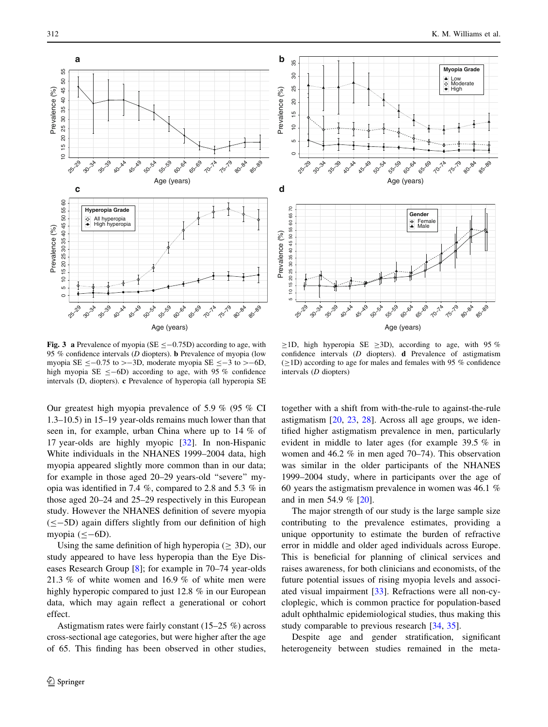**Fig. 3** **a** Prevalence of myopia (SE ≤−0.75D) according to age, with 95 % confidence intervals (*D* diopters). **b** Prevalence of myopia (low myopia SE ≤−0.75 to >−3D, moderate myopia SE ≤−3 to >−6D, high myopia SE ≤−6D) according to age, with 95 % confidence intervals (D, diopters). **c** Prevalence of hyperopia (all hyperopia SE ≥1D, high hyperopia SE ≥3D), according to age, with 95 % confidence intervals (*D* diopters). **d** Prevalence of astigmatism (≥1D) according to age for males and females with 95 % confidence intervals (*D* diopters)

Our greatest high myopia prevalence of 5.9 % (95 % CI 1.3–10.5) in 15–19 year-olds remains much lower than that seen in, for example, urban China where up to 14 % of 17 year-olds are highly myopic [32]. In non-Hispanic White individuals in the NHANES 1999–2004 data, high myopia appeared slightly more common than in our data; for example in those aged 20–29 years-old "severe" myopia was identified in 7.4 %, compared to 2.8 and 5.3 % in those aged 20–24 and 25–29 respectively in this European study. However the NHANES definition of severe myopia (≤−5D) again differs slightly from our definition of high myopia (≤−6D).

Using the same definition of high hyperopia (≥ 3D), our study appeared to have less hyperopia than the Eye Diseases Research Group [8]; for example in 70–74 year-olds 21.3 % of white women and 16.9 % of white men were highly hyperopic compared to just 12.8 % in our European data, which may again reflect a generational or cohort effect.

Astigmatism rates were fairly constant (15–25 %) across cross-sectional age categories, but were higher after the age of 65. This finding has been observed in other studies, together with a shift from with-the-rule to against-the-rule astigmatism [20, 23, 28]. Across all age groups, we identified higher astigmatism prevalence in men, particularly evident in middle to later ages (for example 39.5 % in women and 46.2 % in men aged 70–74). This observation was similar in the older participants of the NHANES 1999–2004 study, where in participants over the age of 60 years the astigmatism prevalence in women was 46.1 % and in men 54.9 % [20].

The major strength of our study is the large sample size contributing to the prevalence estimates, providing a unique opportunity to estimate the burden of refractive error in middle and older aged individuals across Europe. This is beneficial for planning of clinical services and raises awareness, for both clinicians and economists, of the future potential issues of rising myopia levels and associated visual impairment [33]. Refractions were all non-cycloplegic, which is common practice for population-based adult ophthalmic epidemiological studies, thus making this study comparable to previous research [34, 35].

Despite age and gender stratification, significant heterogeneity between studies remained in the meta-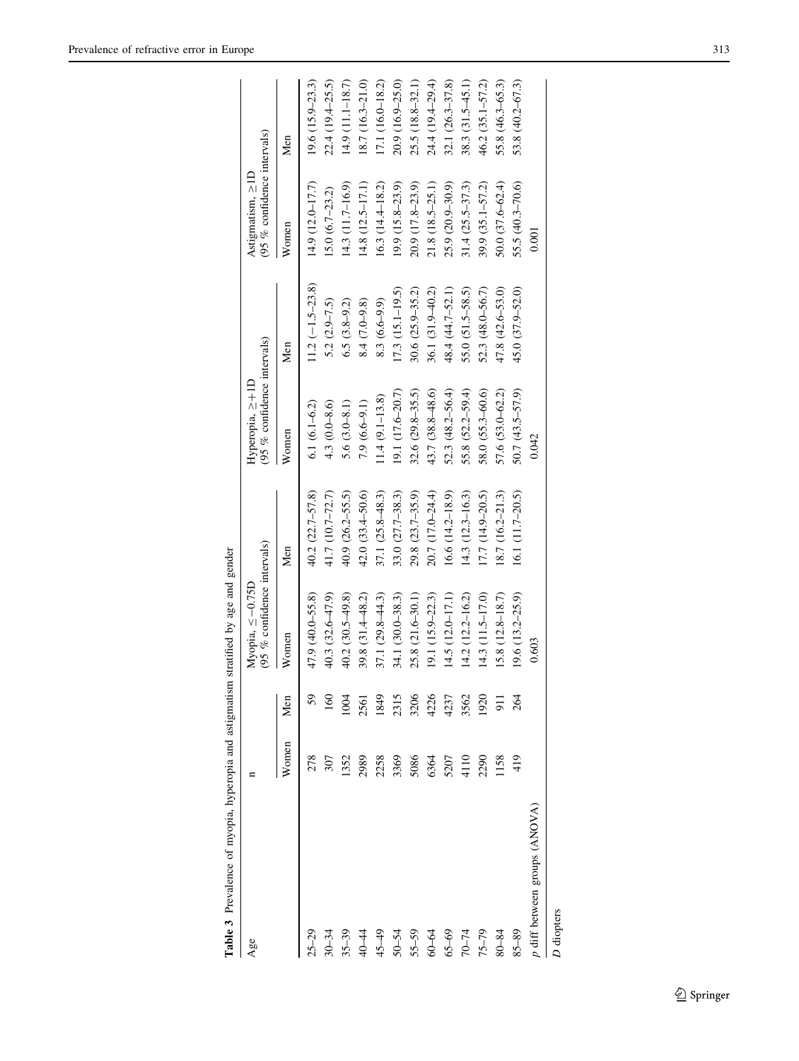**Table 3** Prevalence of myopia, hyperopia and astigmatism stratified by age and gender

| Age | n | | Myopia, ≤−0.75D (95 % confidence intervals) | | Hyperopia, ≥+1D (95 % confidence intervals) | | Astigmatism, ≥1D (95 % confidence intervals) | |
|---|---|---|---|---|---|---|---|---|
| | Women | Men | Women | Men | Women | Men | Women | Men |
| 25–29 | 278 | 59 | 47.9 (40.0–55.8) | 40.2 (22.7–57.8) | 6.1 (6.1–6.2) | 11.2 (−1.5–23.8) | 14.9 (12.0–17.7) | 19.6 (15.9–23.3) |
| 30–34 | 307 | 160 | 40.3 (32.6–47.9) | 41.7 (10.7–72.7) | 4.3 (0.0–8.6) | 5.2 (2.9–7.5) | 15.0 (6.7–23.2) | 22.4 (19.4–25.5) |
| 35–39 | 1352 | 1004 | 40.2 (30.5–49.8) | 40.9 (26.2–55.5) | 5.6 (3.0–8.1) | 6.5 (3.8–9.2) | 14.3 (11.7–16.9) | 14.9 (11.1–18.7) |
| 40–44 | 2989 | 2561 | 39.8 (31.4–48.2) | 42.0 (33.4–50.6) | 7.9 (6.6–9.1) | 8.4 (7.0–9.8) | 14.8 (12.5–17.1) | 18.7 (16.3–21.0) |
| 45–49 | 2258 | 1849 | 37.1 (29.8–44.3) | 37.1 (25.8–48.3) | 11.4 (9.1–13.8) | 8.3 (6.6–9.9) | 16.3 (14.4–18.2) | 17.1 (16.0–18.2) |
| 50–54 | 3369 | 2315 | 34.1 (30.0–38.3) | 33.0 (27.7–38.3) | 19.1 (17.6–20.7) | 17.3 (15.1–19.5) | 19.9 (15.8–23.9) | 20.9 (16.9–25.0) |
| 55–59 | 5086 | 3206 | 25.8 (21.6–30.1) | 29.8 (23.7–35.9) | 32.6 (29.8–35.5) | 30.6 (25.9–35.2) | 20.9 (17.8–23.9) | 25.5 (18.8–32.1) |
| 60–64 | 6364 | 4226 | 19.1 (15.9–22.3) | 20.7 (17.0–24.4) | 43.7 (38.8–48.6) | 36.1 (31.9–40.2) | 21.8 (18.5–25.1) | 24.4 (19.4–29.4) |
| 65–69 | 5207 | 4237 | 14.5 (12.0–17.1) | 16.6 (14.2–18.9) | 52.3 (48.2–56.4) | 48.4 (44.7–52.1) | 25.9 (20.9–30.9) | 32.1 (26.3–37.8) |
| 70–74 | 4110 | 3562 | 14.2 (12.2–16.2) | 14.3 (12.3–16.3) | 55.8 (52.2–59.4) | 55.0 (51.5–58.5) | 31.4 (25.5–37.3) | 38.3 (31.5–45.1) |
| 75–79 | 2290 | 1920 | 14.3 (11.5–17.0) | 17.7 (14.9–20.5) | 58.0 (55.3–60.6) | 52.3 (48.0–56.7) | 39.9 (35.1–57.2) | 46.2 (35.1–57.2) |
| 80–84 | 1158 | 911 | 15.8 (12.8–18.7) | 18.7 (16.2–21.3) | 57.6 (53.0–62.2) | 47.8 (42.6–53.0) | 50.0 (37.6–62.4) | 55.8 (46.3–65.3) |
| 85–89 | 419 | 264 | 19.6 (13.2–25.9) | 16.1 (11.7–20.5) | 50.7 (43.5–57.9) | 45.0 (37.9–52.0) | 55.5 (40.3–70.6) | 53.8 (40.2–67.3) |
| *p* diff between groups (ANOVA) | | | 0.603 | | 0.042 | | 0.001 | |

*D* diopters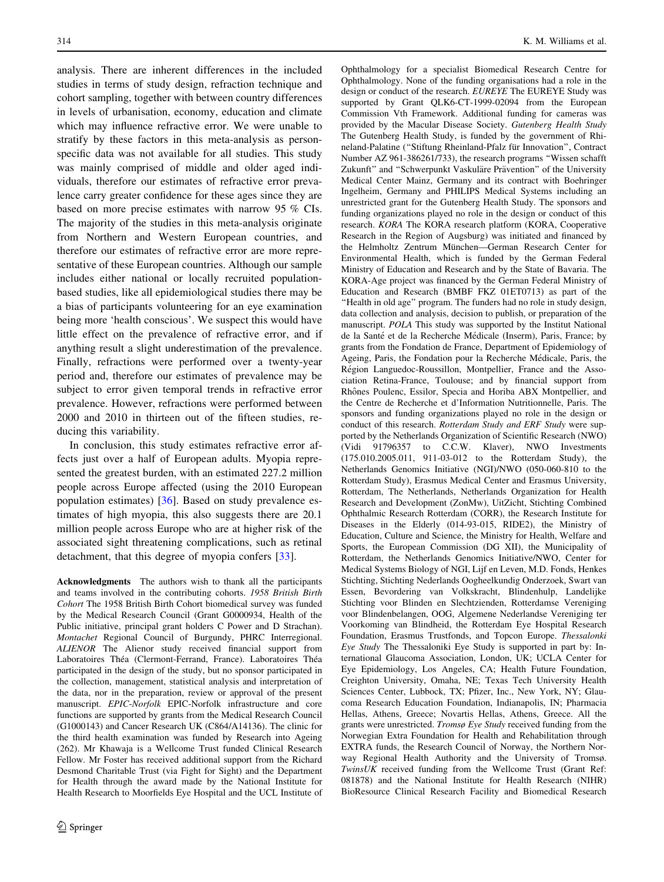analysis. There are inherent differences in the included studies in terms of study design, refraction technique and cohort sampling, together with between country differences in levels of urbanisation, economy, education and climate which may influence refractive error. We were unable to stratify by these factors in this meta-analysis as person-specific data was not available for all studies. This study was mainly comprised of middle and older aged individuals, therefore our estimates of refractive error prevalence carry greater confidence for these ages since they are based on more precise estimates with narrow 95 % CIs. The majority of the studies in this meta-analysis originate from Northern and Western European countries, and therefore our estimates of refractive error are more representative of these European countries. Although our sample includes either national or locally recruited population-based studies, like all epidemiological studies there may be a bias of participants volunteering for an eye examination being more 'health conscious'. We suspect this would have little effect on the prevalence of refractive error, and if anything result a slight underestimation of the prevalence. Finally, refractions were performed over a twenty-year period and, therefore our estimates of prevalence may be subject to error given temporal trends in refractive error prevalence. However, refractions were performed between 2000 and 2010 in thirteen out of the fifteen studies, reducing this variability.

In conclusion, this study estimates refractive error affects just over a half of European adults. Myopia represented the greatest burden, with an estimated 227.2 million people across Europe affected (using the 2010 European population estimates) [36]. Based on study prevalence estimates of high myopia, this also suggests there are 20.1 million people across Europe who are at higher risk of the associated sight threatening complications, such as retinal detachment, that this degree of myopia confers [33].

**Acknowledgments** The authors wish to thank all the participants and teams involved in the contributing cohorts. *1958 British Birth Cohort* The 1958 British Birth Cohort biomedical survey was funded by the Medical Research Council (Grant G0000934, Health of the Public initiative, principal grant holders C Power and D Strachan). *Montachet* Regional Council of Burgundy, PHRC Interregional. *ALIENOR* The Alienor study received financial support from Laboratoires Théa (Clermont-Ferrand, France). Laboratoires Théa participated in the design of the study, but no sponsor participated in the collection, management, statistical analysis and interpretation of the data, nor in the preparation, review or approval of the present manuscript. *EPIC-Norfolk* EPIC-Norfolk infrastructure and core functions are supported by grants from the Medical Research Council (G1000143) and Cancer Research UK (C864/A14136). The clinic for the third health examination was funded by Research into Ageing (262). Mr Khawaja is a Wellcome Trust funded Clinical Research Fellow. Mr Foster has received additional support from the Richard Desmond Charitable Trust (via Fight for Sight) and the Department for Health through the award made by the National Institute for Health Research to Moorfields Eye Hospital and the UCL Institute of Ophthalmology for a specialist Biomedical Research Centre for Ophthalmology. None of the funding organisations had a role in the design or conduct of the research. *EUREYE* The EUREYE Study was supported by Grant QLK6-CT-1999-02094 from the European Commission Vth Framework. Additional funding for cameras was provided by the Macular Disease Society. *Gutenberg Health Study* The Gutenberg Health Study, is funded by the government of Rhineland-Palatine ("Stiftung Rheinland-Pfalz für Innovation", Contract Number AZ 961-386261/733), the research programs "Wissen schafft Zukunft" and "Schwerpunkt Vaskuläre Prävention" of the University Medical Center Mainz, Germany and its contract with Boehringer Ingelheim, Germany and PHILIPS Medical Systems including an unrestricted grant for the Gutenberg Health Study. The sponsors and funding organizations played no role in the design or conduct of this research. *KORA* The KORA research platform (KORA, Cooperative Research in the Region of Augsburg) was initiated and financed by the Helmholtz Zentrum München—German Research Center for Environmental Health, which is funded by the German Federal Ministry of Education and Research and by the State of Bavaria. The KORA-Age project was financed by the German Federal Ministry of Education and Research (BMBF FKZ 01ET0713) as part of the "Health in old age" program. The funders had no role in study design, data collection and analysis, decision to publish, or preparation of the manuscript. *POLA* This study was supported by the Institut National de la Santé et de la Recherche Médicale (Inserm), Paris, France; by grants from the Fondation de France, Department of Epidemiology of Ageing, Paris, the Fondation pour la Recherche Médicale, Paris, the Région Languedoc-Roussillon, Montpellier, France and the Association Retina-France, Toulouse; and by financial support from Rhônes Poulenc, Essilor, Specia and Horiba ABX Montpellier, and the Centre de Recherche et d'Information Nutritionnelle, Paris. The sponsors and funding organizations played no role in the design or conduct of this research. *Rotterdam Study and ERF Study* were supported by the Netherlands Organization of Scientific Research (NWO) (Vidi 91796357 to C.C.W. Klaver), NWO Investments (175.010.2005.011, 911-03-012 to the Rotterdam Study), the Netherlands Genomics Initiative (NGI)/NWO (050-060-810 to the Rotterdam Study), Erasmus Medical Center and Erasmus University, Rotterdam, The Netherlands, Netherlands Organization for Health Research and Development (ZonMw), UitZicht, Stichting Combined Ophthalmic Research Rotterdam (CORR), the Research Institute for Diseases in the Elderly (014-93-015, RIDE2), the Ministry of Education, Culture and Science, the Ministry for Health, Welfare and Sports, the European Commission (DG XII), the Municipality of Rotterdam, the Netherlands Genomics Initiative/NWO, Center for Medical Systems Biology of NGI, Lijf en Leven, M.D. Fonds, Henkes Stichting, Stichting Nederlands Oogheelkundig Onderzoek, Swart van Essen, Bevordering van Volkskracht, Blindenhulp, Landelijke Stichting voor Blinden en Slechtzienden, Rotterdamse Vereniging voor Blindenbelangen, OOG, Algemene Nederlandse Vereniging ter Voorkoming van Blindheid, the Rotterdam Eye Hospital Research Foundation, Erasmus Trustfonds, and Topcon Europe. *Thessalonki Eye Study* The Thessaloniki Eye Study is supported in part by: International Glaucoma Association, London, UK; UCLA Center for Eye Epidemiology, Los Angeles, CA; Health Future Foundation, Creighton University, Omaha, NE; Texas Tech University Health Sciences Center, Lubbock, TX; Pfizer, Inc., New York, NY; Glaucoma Research Education Foundation, Indianapolis, IN; Pharmacia Hellas, Athens, Greece; Novartis Hellas, Athens, Greece. All the grants were unrestricted. *Tromsø Eye Study* received funding from the Norwegian Extra Foundation for Health and Rehabilitation through EXTRA funds, the Research Council of Norway, the Northern Norway Regional Health Authority and the University of Tromsø. *TwinsUK* received funding from the Wellcome Trust (Grant Ref: 081878) and the National Institute for Health Research (NIHR) BioResource Clinical Research Facility and Biomedical Research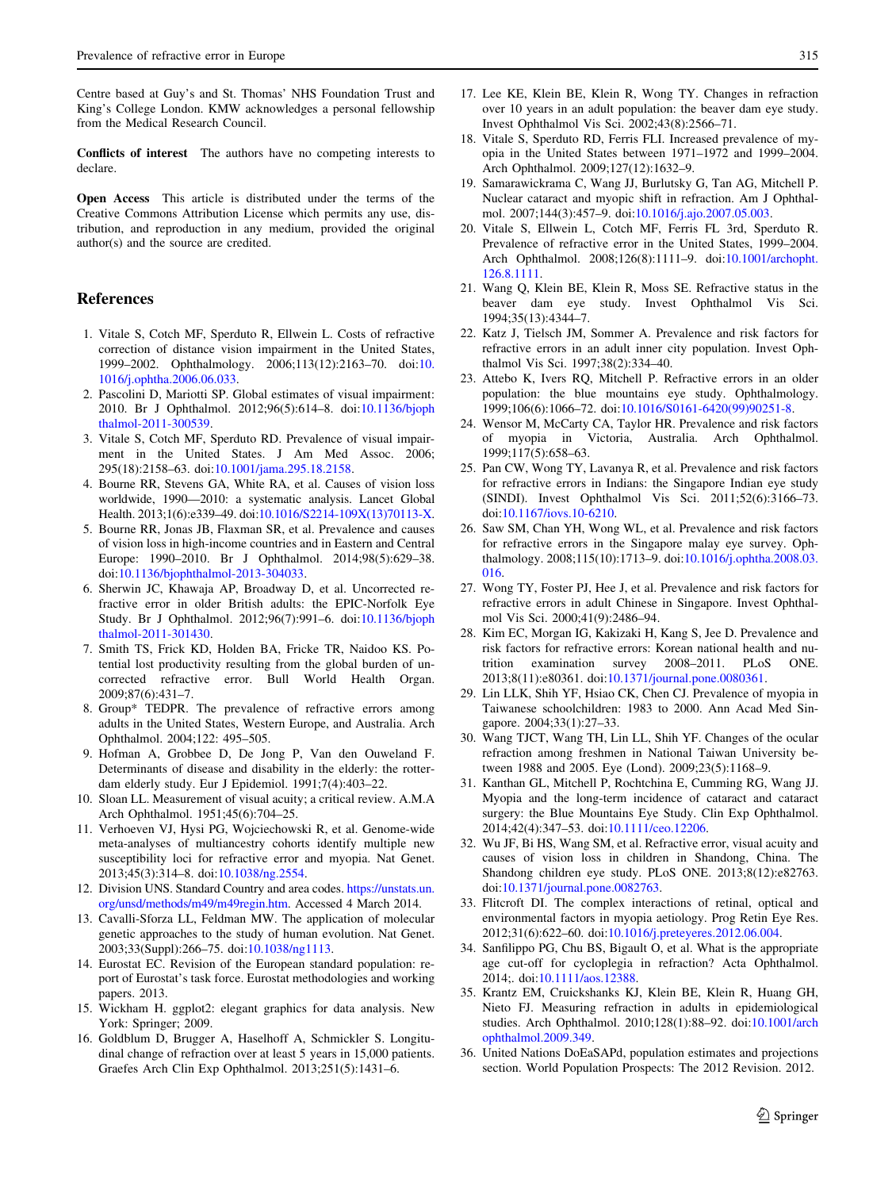Centre based at Guy's and St. Thomas' NHS Foundation Trust and King's College London. KMW acknowledges a personal fellowship from the Medical Research Council.

**Conflicts of interest** The authors have no competing interests to declare.

**Open Access** This article is distributed under the terms of the Creative Commons Attribution License which permits any use, distribution, and reproduction in any medium, provided the original author(s) and the source are credited.

## References

1. Vitale S, Cotch MF, Sperduto R, Ellwein L. Costs of refractive correction of distance vision impairment in the United States, 1999–2002. Ophthalmology. 2006;113(12):2163–70. doi:10.1016/j.ophtha.2006.06.033.
2. Pascolini D, Mariotti SP. Global estimates of visual impairment: 2010. Br J Ophthalmol. 2012;96(5):614–8. doi:10.1136/bjophthalmol-2011-300539.
3. Vitale S, Cotch MF, Sperduto RD. Prevalence of visual impairment in the United States. J Am Med Assoc. 2006; 295(18):2158–63. doi:10.1001/jama.295.18.2158.
4. Bourne RR, Stevens GA, White RA, et al. Causes of vision loss worldwide, 1990—2010: a systematic analysis. Lancet Global Health. 2013;1(6):e339–49. doi:10.1016/S2214-109X(13)70113-X.
5. Bourne RR, Jonas JB, Flaxman SR, et al. Prevalence and causes of vision loss in high-income countries and in Eastern and Central Europe: 1990–2010. Br J Ophthalmol. 2014;98(5):629–38. doi:10.1136/bjophthalmol-2013-304033.
6. Sherwin JC, Khawaja AP, Broadway D, et al. Uncorrected refractive error in older British adults: the EPIC-Norfolk Eye Study. Br J Ophthalmol. 2012;96(7):991–6. doi:10.1136/bjophthalmol-2011-301430.
7. Smith TS, Frick KD, Holden BA, Fricke TR, Naidoo KS. Potential lost productivity resulting from the global burden of uncorrected refractive error. Bull World Health Organ. 2009;87(6):431–7.
8. Group* TEDPR. The prevalence of refractive errors among adults in the United States, Western Europe, and Australia. Arch Ophthalmol. 2004;122: 495–505.
9. Hofman A, Grobbee D, De Jong P, Van den Ouweland F. Determinants of disease and disability in the elderly: the rotterdam elderly study. Eur J Epidemiol. 1991;7(4):403–22.
10. Sloan LL. Measurement of visual acuity; a critical review. A.M.A Arch Ophthalmol. 1951;45(6):704–25.
11. Verhoeven VJ, Hysi PG, Wojciechowski R, et al. Genome-wide meta-analyses of multiancestry cohorts identify multiple new susceptibility loci for refractive error and myopia. Nat Genet. 2013;45(3):314–8. doi:10.1038/ng.2554.
12. Division UNS. Standard Country and area codes. https://unstats.un.org/unsd/methods/m49/m49regin.htm. Accessed 4 March 2014.
13. Cavalli-Sforza LL, Feldman MW. The application of molecular genetic approaches to the study of human evolution. Nat Genet. 2003;33(Suppl):266–75. doi:10.1038/ng1113.
14. Eurostat EC. Revision of the European standard population: report of Eurostat's task force. Eurostat methodologies and working papers. 2013.
15. Wickham H. ggplot2: elegant graphics for data analysis. New York: Springer; 2009.
16. Goldblum D, Brugger A, Haselhoff A, Schmickler S. Longitudinal change of refraction over at least 5 years in 15,000 patients. Graefes Arch Clin Exp Ophthalmol. 2013;251(5):1431–6.
17. Lee KE, Klein BE, Klein R, Wong TY. Changes in refraction over 10 years in an adult population: the beaver dam eye study. Invest Ophthalmol Vis Sci. 2002;43(8):2566–71.
18. Vitale S, Sperduto RD, Ferris FLI. Increased prevalence of myopia in the United States between 1971–1972 and 1999–2004. Arch Ophthalmol. 2009;127(12):1632–9.
19. Samarawickrama C, Wang JJ, Burlutsky G, Tan AG, Mitchell P. Nuclear cataract and myopic shift in refraction. Am J Ophthalmol. 2007;144(3):457–9. doi:10.1016/j.ajo.2007.05.003.
20. Vitale S, Ellwein L, Cotch MF, Ferris FL 3rd, Sperduto R. Prevalence of refractive error in the United States, 1999–2004. Arch Ophthalmol. 2008;126(8):1111–9. doi:10.1001/archopht.126.8.1111.
21. Wang Q, Klein BE, Klein R, Moss SE. Refractive status in the beaver dam eye study. Invest Ophthalmol Vis Sci. 1994;35(13):4344–7.
22. Katz J, Tielsch JM, Sommer A. Prevalence and risk factors for refractive errors in an adult inner city population. Invest Ophthalmol Vis Sci. 1997;38(2):334–40.
23. Attebo K, Ivers RQ, Mitchell P. Refractive errors in an older population: the blue mountains eye study. Ophthalmology. 1999;106(6):1066–72. doi:10.1016/S0161-6420(99)90251-8.
24. Wensor M, McCarty CA, Taylor HR. Prevalence and risk factors of myopia in Victoria, Australia. Arch Ophthalmol. 1999;117(5):658–63.
25. Pan CW, Wong TY, Lavanya R, et al. Prevalence and risk factors for refractive errors in Indians: the Singapore Indian eye study (SINDI). Invest Ophthalmol Vis Sci. 2011;52(6):3166–73. doi:10.1167/iovs.10-6210.
26. Saw SM, Chan YH, Wong WL, et al. Prevalence and risk factors for refractive errors in the Singapore malay eye survey. Ophthalmology. 2008;115(10):1713–9. doi:10.1016/j.ophtha.2008.03.016.
27. Wong TY, Foster PJ, Hee J, et al. Prevalence and risk factors for refractive errors in adult Chinese in Singapore. Invest Ophthalmol Vis Sci. 2000;41(9):2486–94.
28. Kim EC, Morgan IG, Kakizaki H, Kang S, Jee D. Prevalence and risk factors for refractive errors: Korean national health and nutrition examination survey 2008–2011. PLoS ONE. 2013;8(11):e80361. doi:10.1371/journal.pone.0080361.
29. Lin LLK, Shih YF, Hsiao CK, Chen CJ. Prevalence of myopia in Taiwanese schoolchildren: 1983 to 2000. Ann Acad Med Singapore. 2004;33(1):27–33.
30. Wang TJCT, Wang TH, Lin LL, Shih YF. Changes of the ocular refraction among freshmen in National Taiwan University between 1988 and 2005. Eye (Lond). 2009;23(5):1168–9.
31. Kanthan GL, Mitchell P, Rochtchina E, Cumming RG, Wang JJ. Myopia and the long-term incidence of cataract and cataract surgery: the Blue Mountains Eye Study. Clin Exp Ophthalmol. 2014;42(4):347–53. doi:10.1111/ceo.12206.
32. Wu JF, Bi HS, Wang SM, et al. Refractive error, visual acuity and causes of vision loss in children in Shandong, China. The Shandong children eye study. PLoS ONE. 2013;8(12):e82763. doi:10.1371/journal.pone.0082763.
33. Flitcroft DI. The complex interactions of retinal, optical and environmental factors in myopia aetiology. Prog Retin Eye Res. 2012;31(6):622–60. doi:10.1016/j.preteyeres.2012.06.004.
34. Sanfilippo PG, Chu BS, Bigault O, et al. What is the appropriate age cut-off for cycloplegia in refraction? Acta Ophthalmol. 2014;. doi:10.1111/aos.12388.
35. Krantz EM, Cruickshanks KJ, Klein BE, Klein R, Huang GH, Nieto FJ. Measuring refraction in adults in epidemiological studies. Arch Ophthalmol. 2010;128(1):88–92. doi:10.1001/archophthalmol.2009.349.
36. United Nations DoEaSAPd, population estimates and projections section. World Population Prospects: The 2012 Revision. 2012.